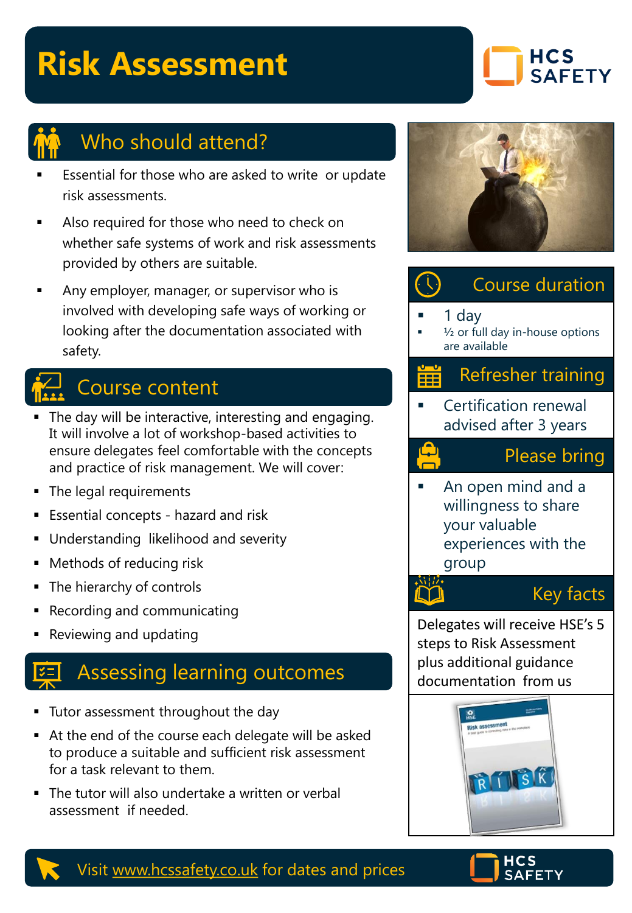# Risk Assessment

HCS SAFETY

## Who should attend?

- Essential for those who are asked to write or update risk assessments.
- Also required for those who need to check on whether safe systems of work and risk assessments provided by others are suitable.
- Any employer, manager, or supervisor who is involved with developing safe ways of working or looking after the documentation associated with safety.

## Course content

- The day will be interactive, interesting and engaging. It will involve a lot of workshop-based activities to ensure delegates feel comfortable with the concepts and practice of risk management. We will cover:
- The legal requirements
- Essential concepts - hazard and risk
- Understanding likelihood and severity
- Methods of reducing risk
- The hierarchy of controls
- Recording and communicating
- Reviewing and updating

## Assessing learning outcomes

- Tutor assessment throughout the day
- At the end of the course each delegate will be asked to produce a suitable and sufficient risk assessment for a task relevant to them.
- The tutor will also undertake a written or verbal assessment if needed.

## Course duration

- 1 day
- ½ or full day in-house options are available

## Refresher training

- Certification renewal advised after 3 years

## Please bring

- An open mind and a willingness to share your valuable experiences with the group

## Key facts

Delegates will receive HSE's 5 steps to Risk Assessment plus additional guidance documentation from us

Visit www.hcssafety.co.uk for dates and prices

HCS SAFETY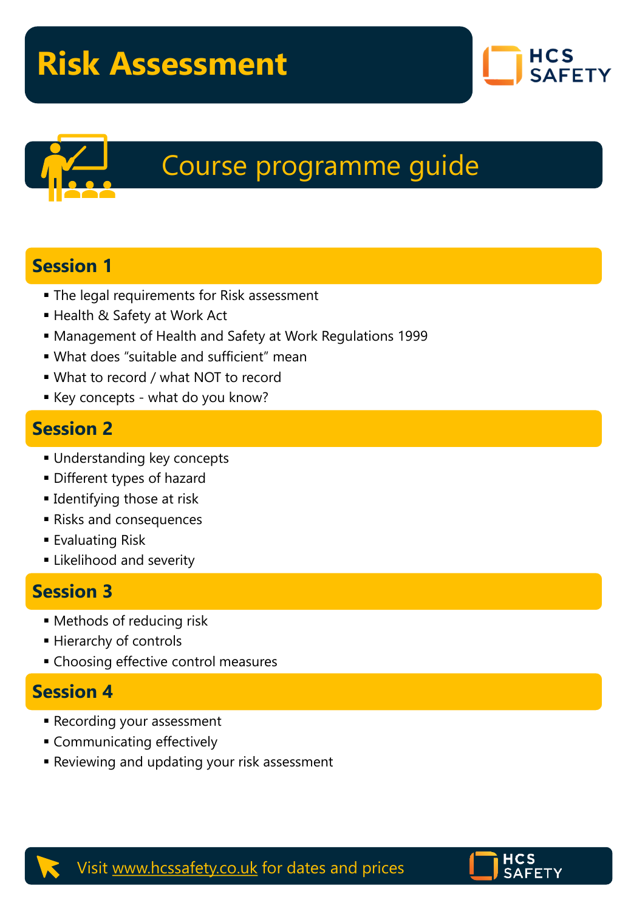# Risk Assessment

HCS SAFETY

## Course programme guide

### Session 1

- The legal requirements for Risk assessment
- Health & Safety at Work Act
- Management of Health and Safety at Work Regulations 1999
- What does "suitable and sufficient" mean
- What to record / what NOT to record
- Key concepts - what do you know?

### Session 2

- Understanding key concepts
- Different types of hazard
- Identifying those at risk
- Risks and consequences
- Evaluating Risk
- Likelihood and severity

### Session 3

- Methods of reducing risk
- Hierarchy of controls
- Choosing effective control measures

### Session 4

- Recording your assessment
- Communicating effectively
- Reviewing and updating your risk assessment

Visit [www.hcssafety.co.uk](http://www.hcssafety.co.uk) for dates and prices

HCS SAFETY